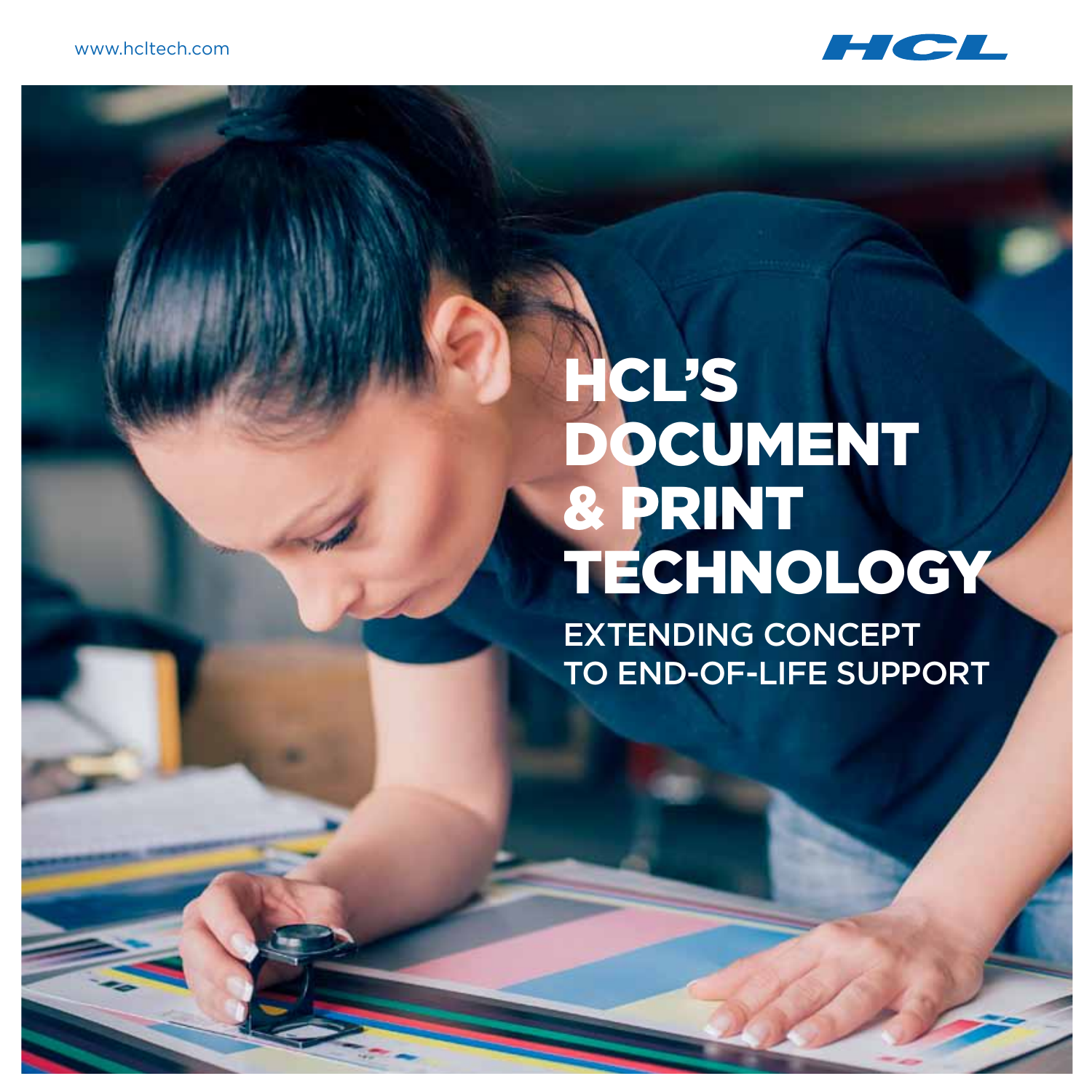www.hcltech.com

HCL

# HCL'S DOCUMENT & PRINT TECHNOLOGY

## EXTENDING CONCEPT TO END-OF-LIFE SUPPORT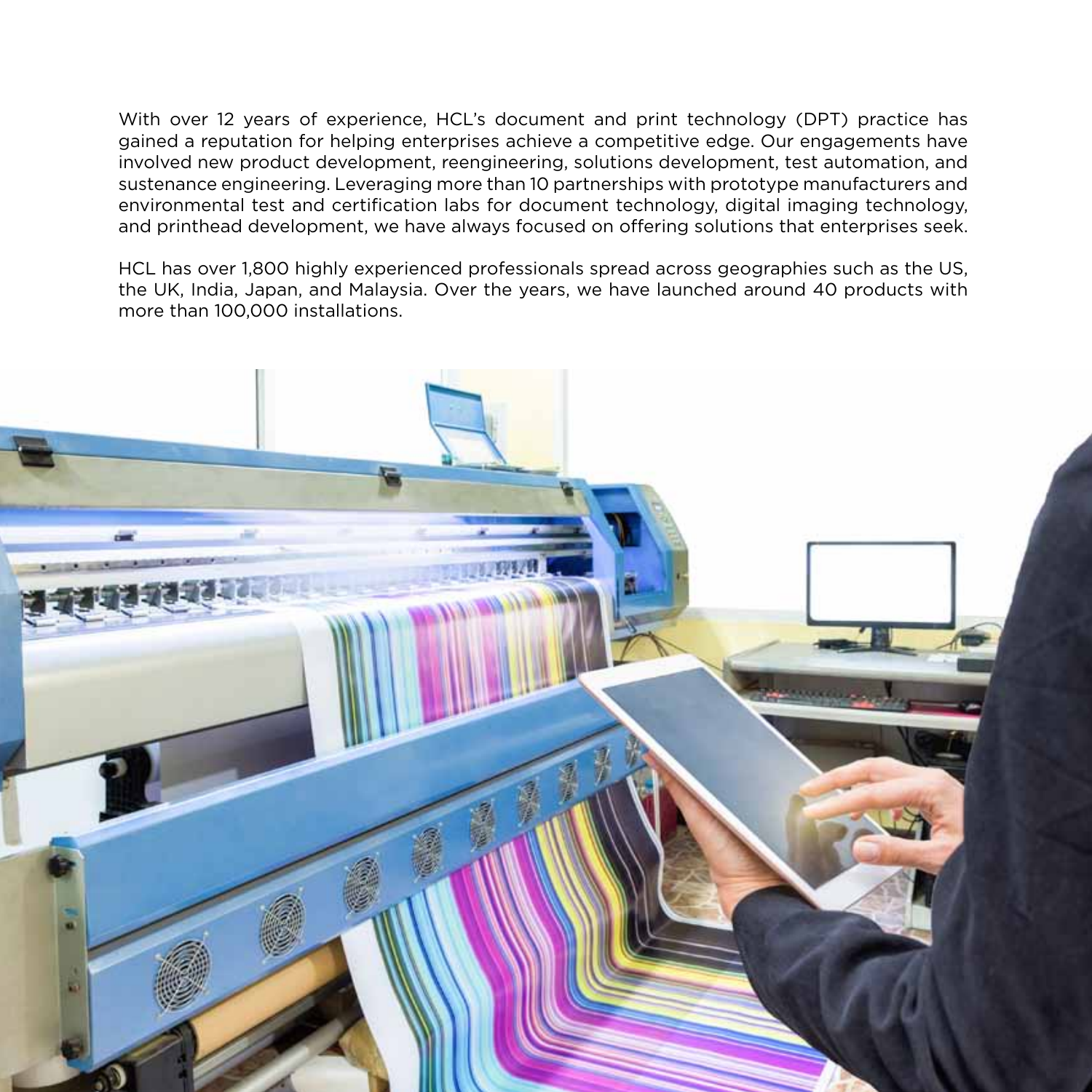With over 12 years of experience, HCL's document and print technology (DPT) practice has gained a reputation for helping enterprises achieve a competitive edge. Our engagements have involved new product development, reengineering, solutions development, test automation, and sustenance engineering. Leveraging more than 10 partnerships with prototype manufacturers and environmental test and certification labs for document technology, digital imaging technology, and printhead development, we have always focused on offering solutions that enterprises seek.

HCL has over 1,800 highly experienced professionals spread across geographies such as the US, the UK, India, Japan, and Malaysia. Over the years, we have launched around 40 products with more than 100,000 installations.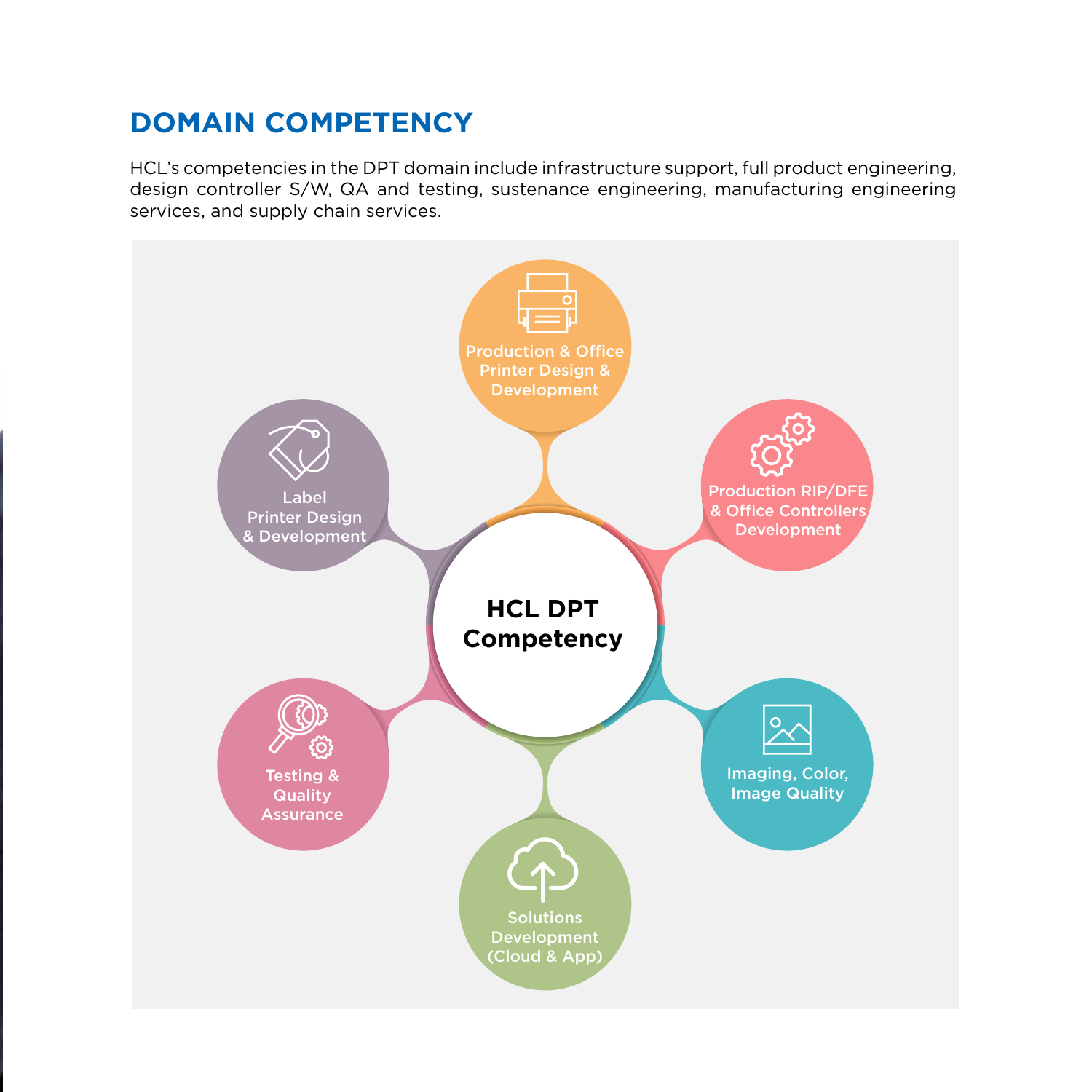## DOMAIN COMPETENCY

HCL's competencies in the DPT domain include infrastructure support, full product engineering, design controller S/W, QA and testing, sustenance engineering, manufacturing engineering services, and supply chain services.

**HCL DPT Competency**

- Production & Office Printer Design & Development
- Production RIP/DFE & Office Controllers Development
- Imaging, Color, Image Quality
- Solutions Development (Cloud & App)
- Testing & Quality Assurance
- Label Printer Design & Development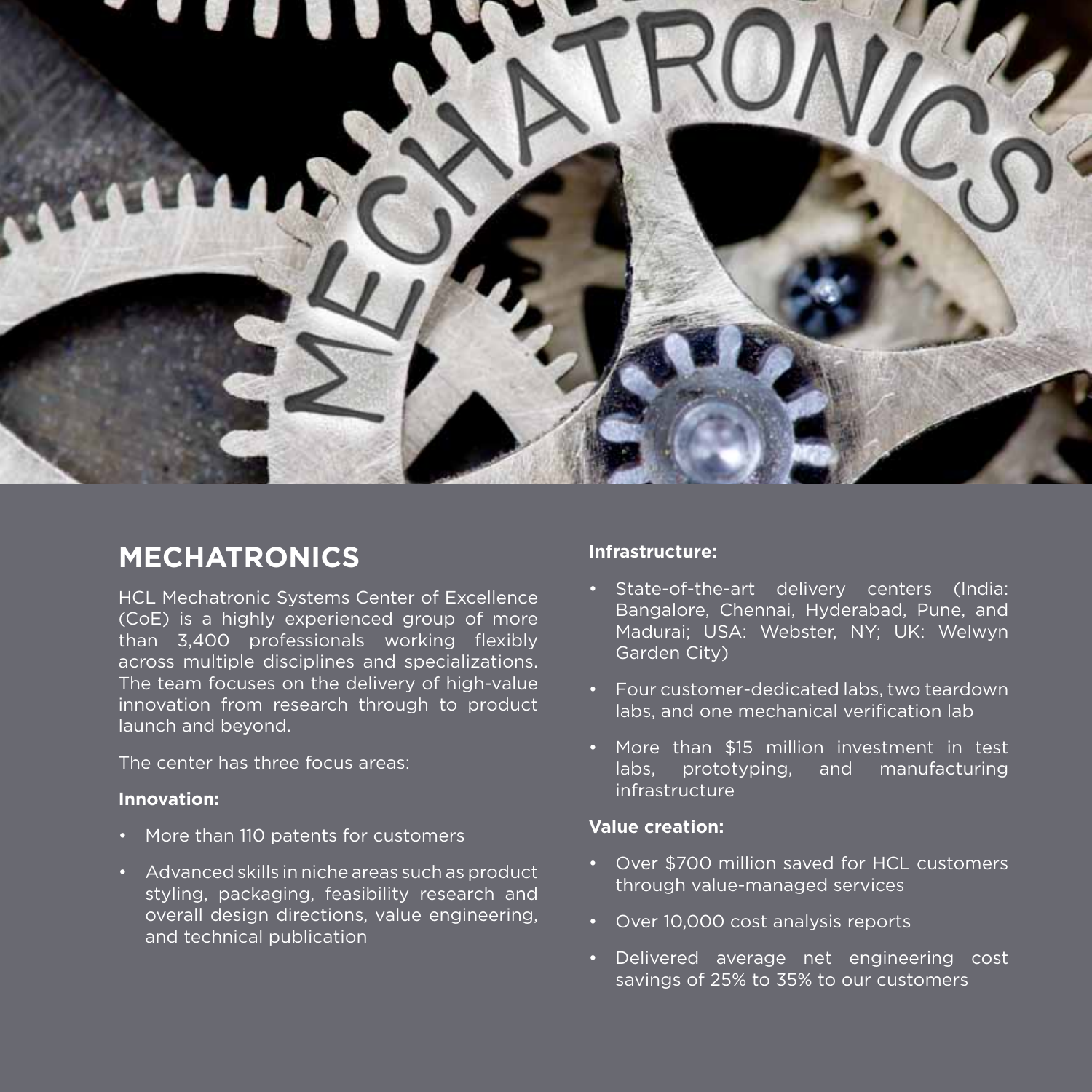## MECHATRONICS

HCL Mechatronic Systems Center of Excellence (CoE) is a highly experienced group of more than 3,400 professionals working flexibly across multiple disciplines and specializations. The team focuses on the delivery of high-value innovation from research through to product launch and beyond.

The center has three focus areas:

**Innovation:**

- More than 110 patents for customers
- Advanced skills in niche areas such as product styling, packaging, feasibility research and overall design directions, value engineering, and technical publication

**Infrastructure:**

- State-of-the-art delivery centers (India: Bangalore, Chennai, Hyderabad, Pune, and Madurai; USA: Webster, NY; UK: Welwyn Garden City)
- Four customer-dedicated labs, two teardown labs, and one mechanical verification lab
- More than $15 million investment in test labs, prototyping, and manufacturing infrastructure

**Value creation:**

- Over $700 million saved for HCL customers through value-managed services
- Over 10,000 cost analysis reports
- Delivered average net engineering cost savings of 25% to 35% to our customers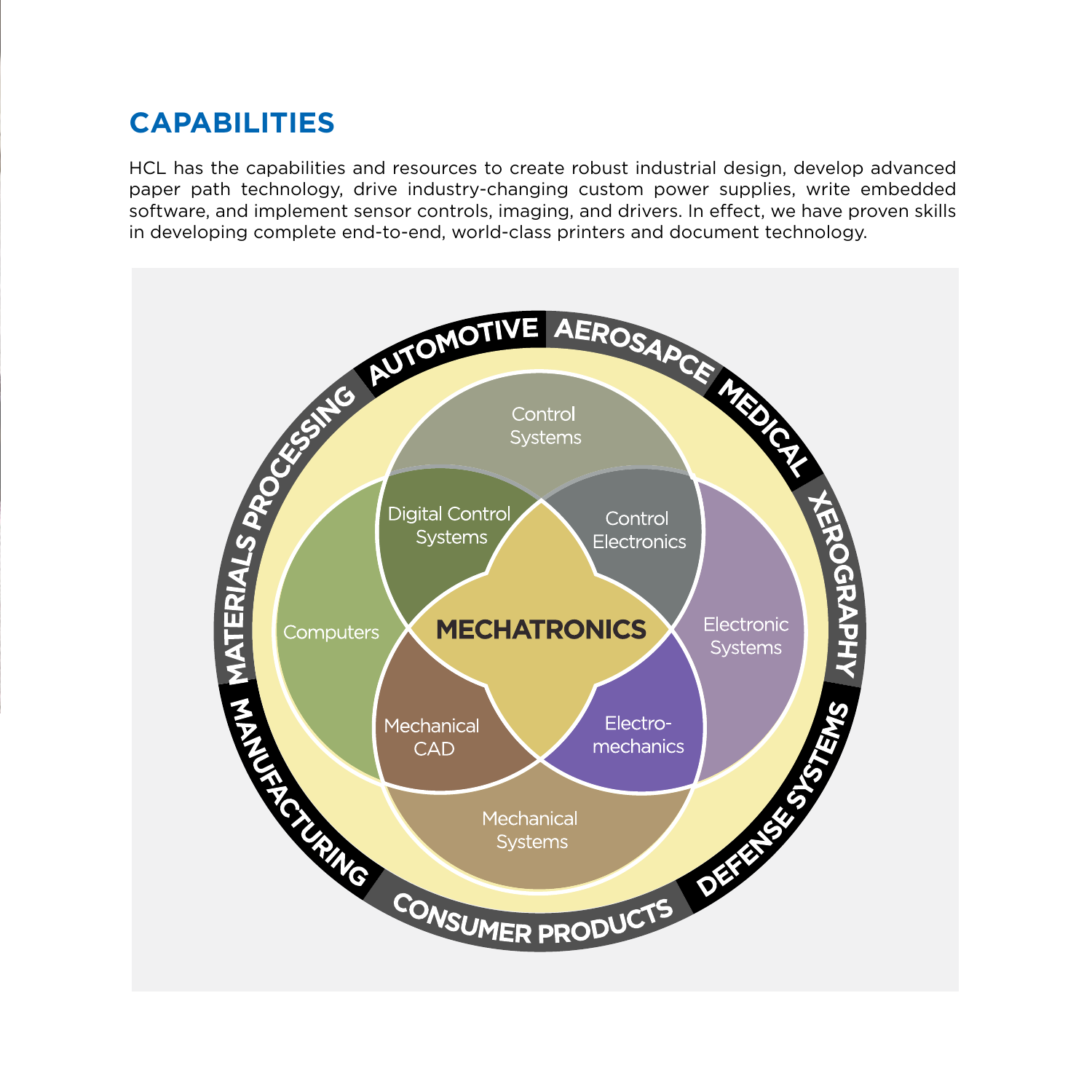# CAPABILITIES

HCL has the capabilities and resources to create robust industrial design, develop advanced paper path technology, drive industry-changing custom power supplies, write embedded software, and implement sensor controls, imaging, and drivers. In effect, we have proven skills in developing complete end-to-end, world-class printers and document technology.

AUTOMOTIVE AEROSAPCE MEDICAL XEROGRAPHY DEFENSE SYSTEMS CONSUMER PRODUCTS MANUFACTURING MATERIALS PROCESSING

Control Systems

Digital Control Systems

Control Electronics

Computers

MECHATRONICS

Electronic Systems

Mechanical CAD

Electro-mechanics

Mechanical Systems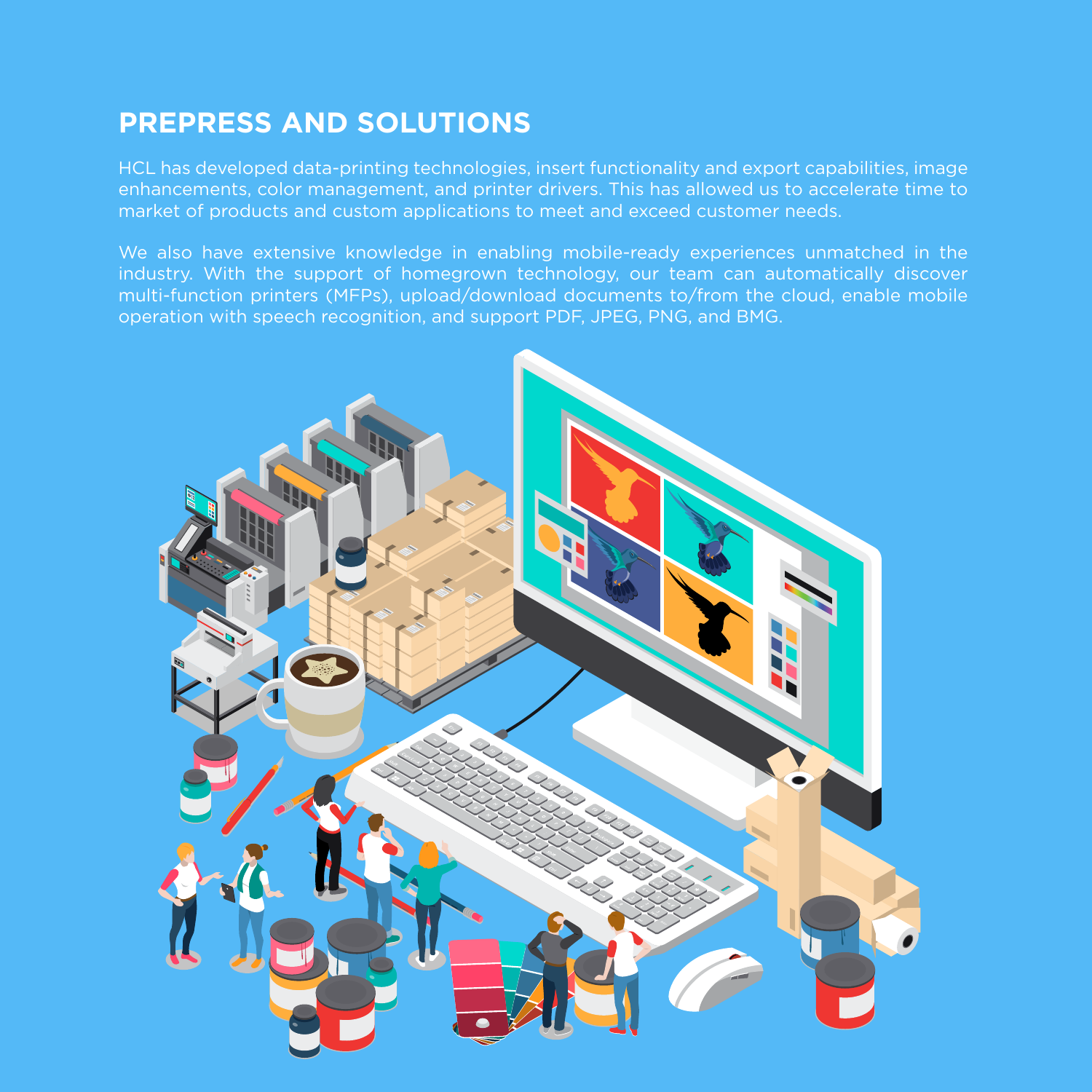## PREPRESS AND SOLUTIONS

HCL has developed data-printing technologies, insert functionality and export capabilities, image enhancements, color management, and printer drivers. This has allowed us to accelerate time to market of products and custom applications to meet and exceed customer needs.

We also have extensive knowledge in enabling mobile-ready experiences unmatched in the industry. With the support of homegrown technology, our team can automatically discover multi-function printers (MFPs), upload/download documents to/from the cloud, enable mobile operation with speech recognition, and support PDF, JPEG, PNG, and BMG.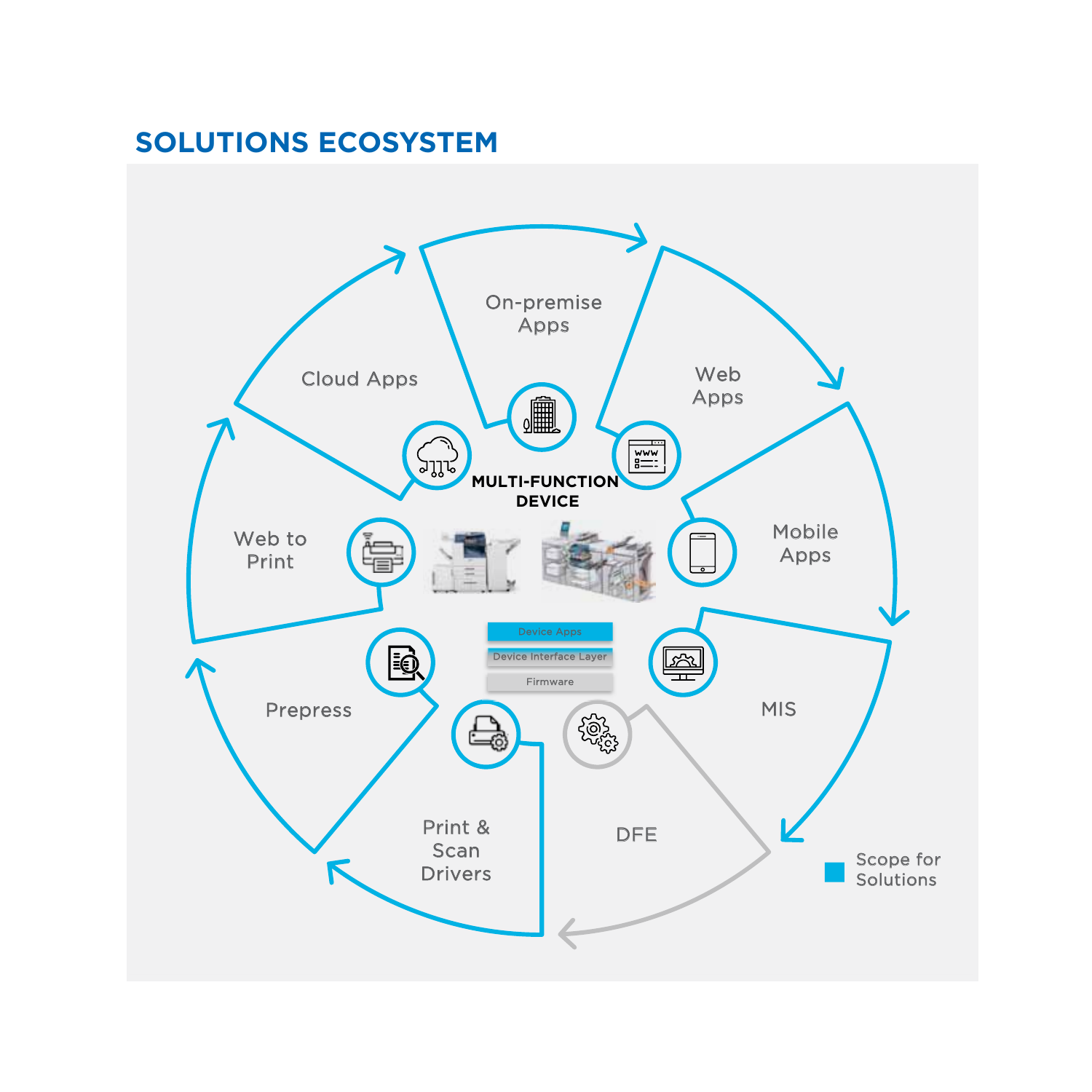# SOLUTIONS ECOSYSTEM

On-premise Apps

Cloud Apps

Web Apps

MULTI-FUNCTION DEVICE

Web to Print

Mobile Apps

Device Apps

Device Interface Layer

Firmware

Prepress

MIS

Print & Scan Drivers

DFE

Scope for Solutions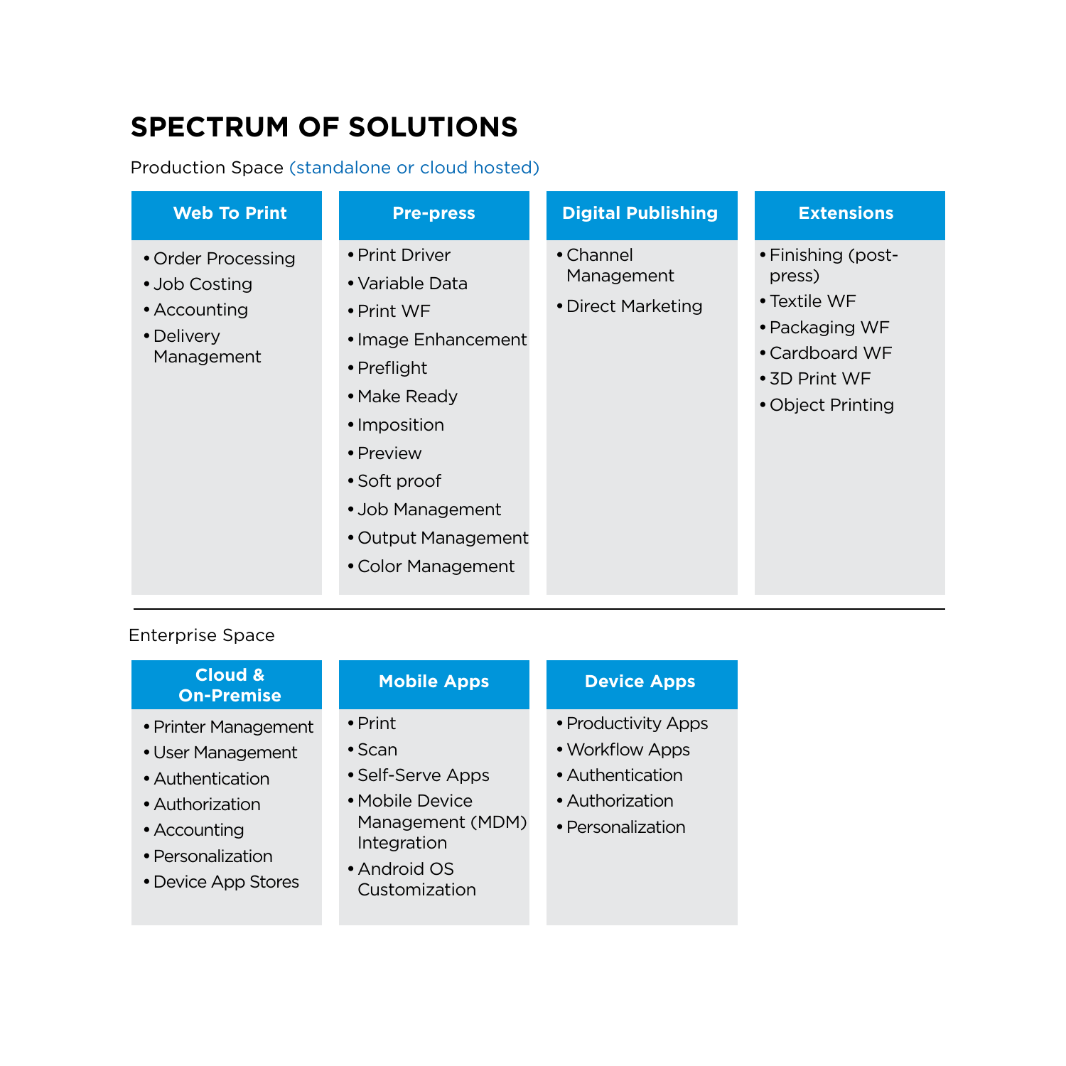# SPECTRUM OF SOLUTIONS

Production Space (standalone or cloud hosted)

### Web To Print

- Order Processing
- Job Costing
- Accounting
- Delivery Management

### Pre-press

- Print Driver
- Variable Data
- Print WF
- Image Enhancement
- Preflight
- Make Ready
- Imposition
- Preview
- Soft proof
- Job Management
- Output Management
- Color Management

### Digital Publishing

- Channel Management
- Direct Marketing

### Extensions

- Finishing (post-press)
- Textile WF
- Packaging WF
- Cardboard WF
- 3D Print WF
- Object Printing

---

Enterprise Space

### Cloud & On-Premise

- Printer Management
- User Management
- Authentication
- Authorization
- Accounting
- Personalization
- Device App Stores

### Mobile Apps

- Print
- Scan
- Self-Serve Apps
- Mobile Device Management (MDM) Integration
- Android OS Customization

### Device Apps

- Productivity Apps
- Workflow Apps
- Authentication
- Authorization
- Personalization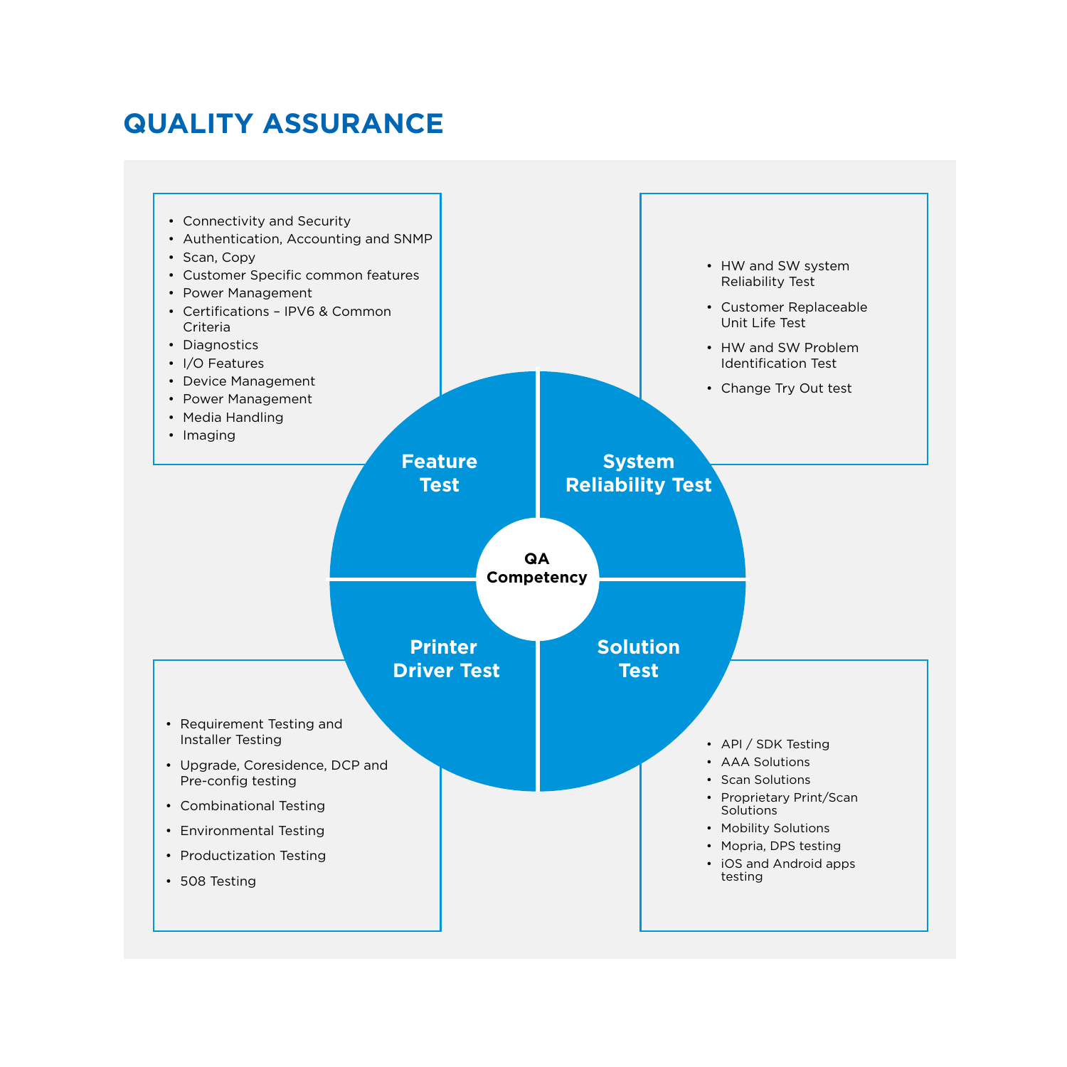# QUALITY ASSURANCE

## QA Competency

### Feature Test

- Connectivity and Security
- Authentication, Accounting and SNMP
- Scan, Copy
- Customer Specific common features
- Power Management
- Certifications – IPV6 & Common Criteria
- Diagnostics
- I/O Features
- Device Management
- Power Management
- Media Handling
- Imaging

### System Reliability Test

- HW and SW system Reliability Test
- Customer Replaceable Unit Life Test
- HW and SW Problem Identification Test
- Change Try Out test

### Printer Driver Test

- Requirement Testing and Installer Testing
- Upgrade, Coresidence, DCP and Pre-config testing
- Combinational Testing
- Environmental Testing
- Productization Testing
- 508 Testing

### Solution Test

- API / SDK Testing
- AAA Solutions
- Scan Solutions
- Proprietary Print/Scan Solutions
- Mobility Solutions
- Mopria, DPS testing
- iOS and Android apps testing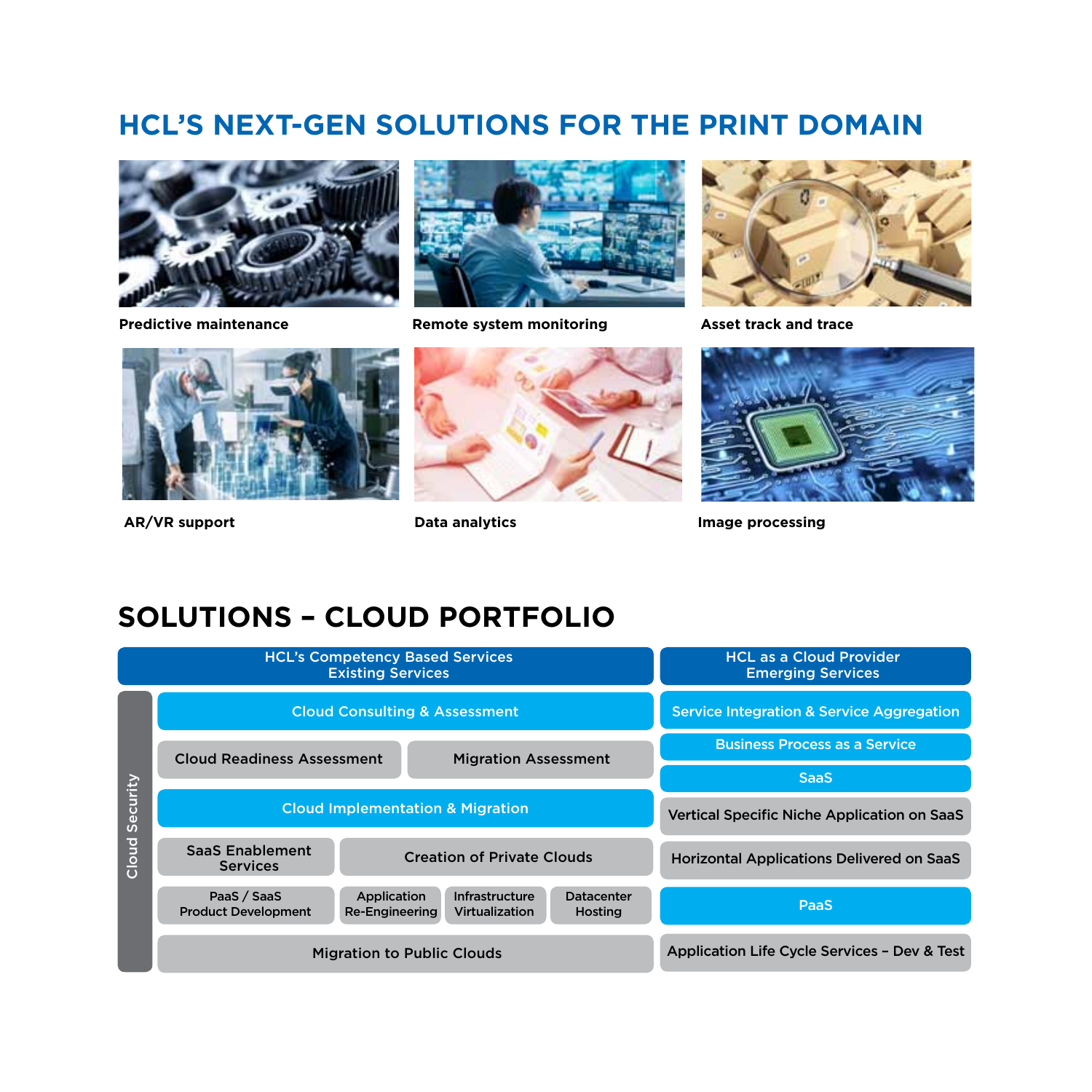## HCL'S NEXT-GEN SOLUTIONS FOR THE PRINT DOMAIN

**Predictive maintenance**

**Remote system monitoring**

**Asset track and trace**

**AR/VR support**

**Data analytics**

**Image processing**

## SOLUTIONS – CLOUD PORTFOLIO

**HCL's Competency Based Services – Existing Services**

Cloud Security

- **Cloud Consulting & Assessment**
  - Cloud Readiness Assessment
  - Migration Assessment
- **Cloud Implementation & Migration**
  - SaaS Enablement Services
  - Creation of Private Clouds
  - PaaS / SaaS Product Development
  - Application Re-Engineering
  - Infrastructure Virtualization
  - Datacenter Hosting
  - Migration to Public Clouds

**HCL as a Cloud Provider – Emerging Services**

- **Service Integration & Service Aggregation**
- **Business Process as a Service**
- **SaaS**
  - Vertical Specific Niche Application on SaaS
  - Horizontal Applications Delivered on SaaS
- **PaaS**
  - Application Life Cycle Services – Dev & Test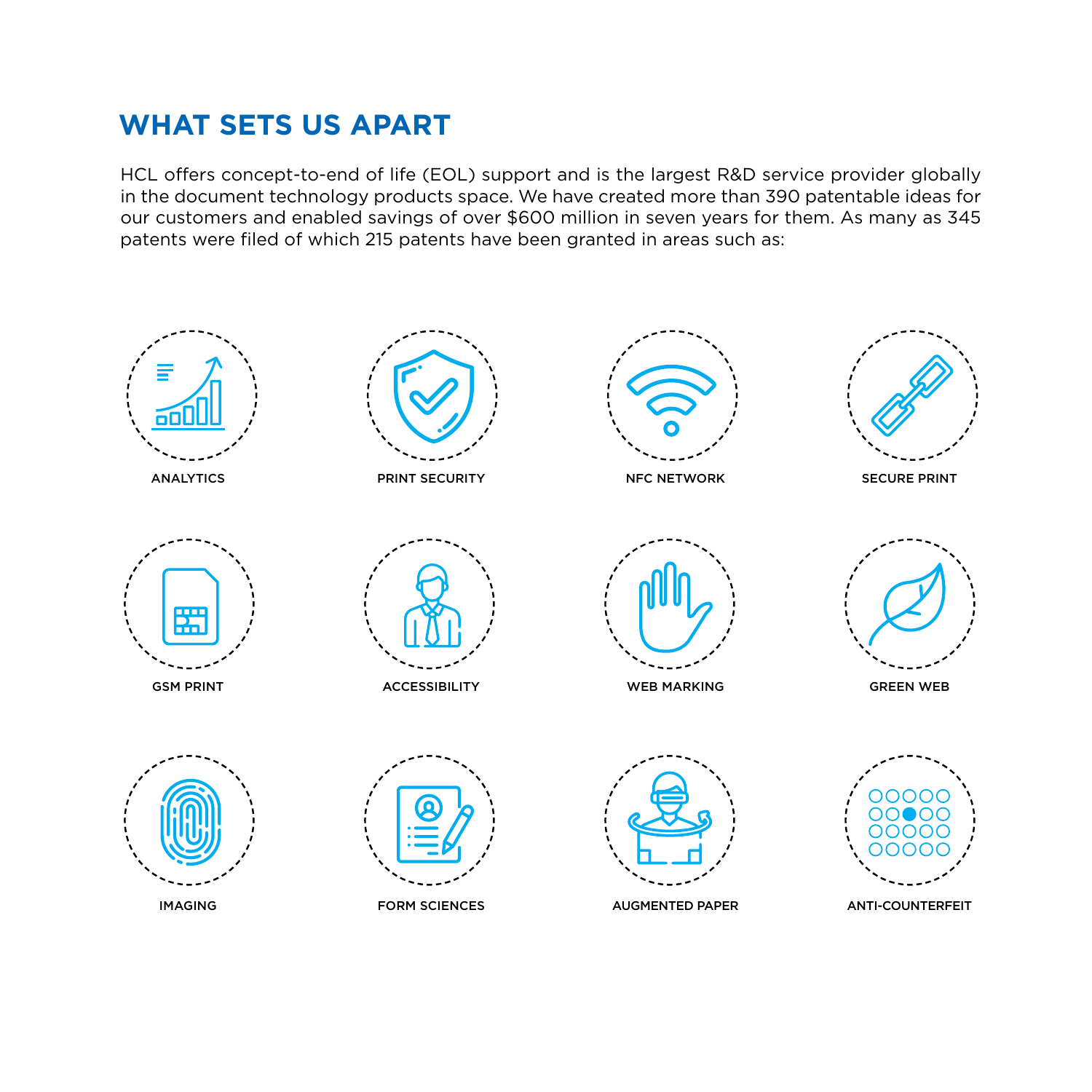## WHAT SETS US APART

HCL offers concept-to-end of life (EOL) support and is the largest R&D service provider globally in the document technology products space. We have created more than 390 patentable ideas for our customers and enabled savings of over $600 million in seven years for them. As many as 345 patents were filed of which 215 patents have been granted in areas such as:

- ANALYTICS
- PRINT SECURITY
- NFC NETWORK
- SECURE PRINT
- GSM PRINT
- ACCESSIBILITY
- WEB MARKING
- GREEN WEB
- IMAGING
- FORM SCIENCES
- AUGMENTED PAPER
- ANTI-COUNTERFEIT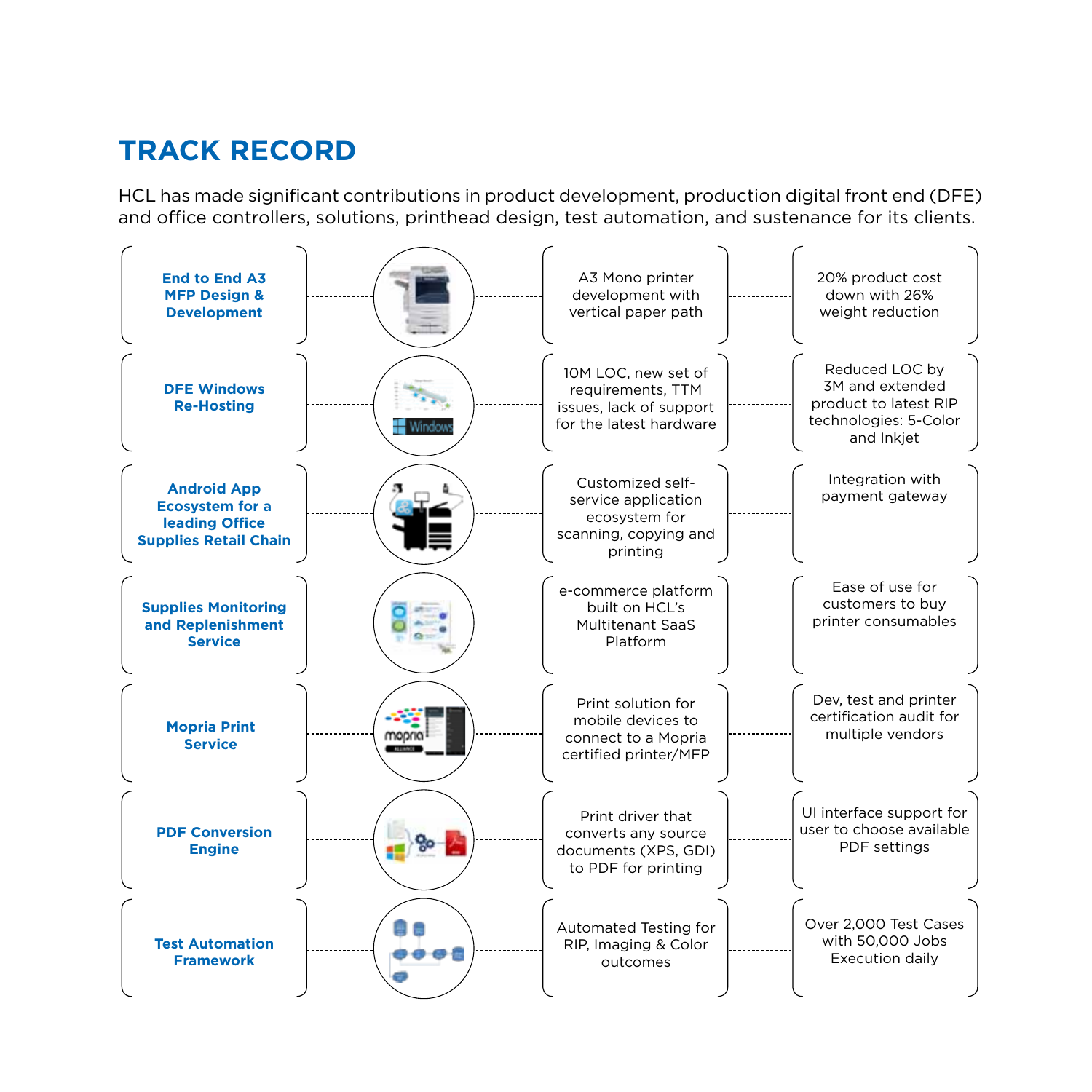# TRACK RECORD

HCL has made significant contributions in product development, production digital front end (DFE) and office controllers, solutions, printhead design, test automation, and sustenance for its clients.

| Project | Description | Outcome |
|---|---|---|
| **End to End A3 MFP Design & Development** | A3 Mono printer development with vertical paper path | 20% product cost down with 26% weight reduction |
| **DFE Windows Re-Hosting** | 10M LOC, new set of requirements, TTM issues, lack of support for the latest hardware | Reduced LOC by 3M and extended product to latest RIP technologies: 5-Color and Inkjet |
| **Android App Ecosystem for a leading Office Supplies Retail Chain** | Customized self-service application ecosystem for scanning, copying and printing | Integration with payment gateway |
| **Supplies Monitoring and Replenishment Service** | e-commerce platform built on HCL's Multitenant SaaS Platform | Ease of use for customers to buy printer consumables |
| **Mopria Print Service** | Print solution for mobile devices to connect to a Mopria certified printer/MFP | Dev, test and printer certification audit for multiple vendors |
| **PDF Conversion Engine** | Print driver that converts any source documents (XPS, GDI) to PDF for printing | UI interface support for user to choose available PDF settings |
| **Test Automation Framework** | Automated Testing for RIP, Imaging & Color outcomes | Over 2,000 Test Cases with 50,000 Jobs Execution daily |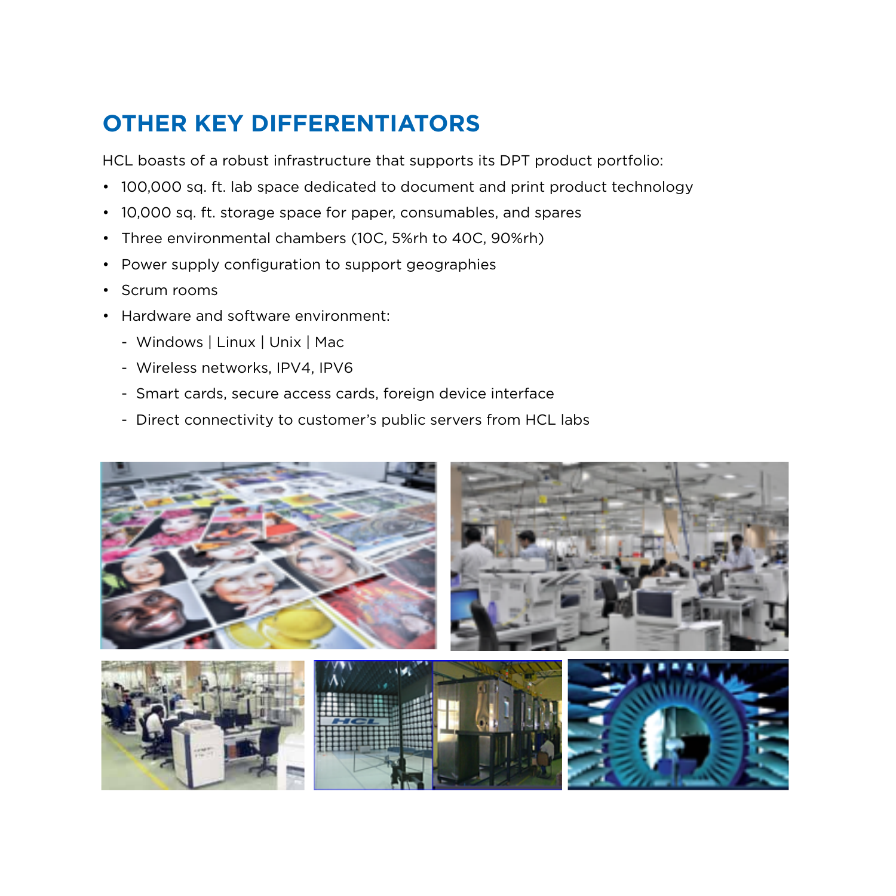## OTHER KEY DIFFERENTIATORS

HCL boasts of a robust infrastructure that supports its DPT product portfolio:

- 100,000 sq. ft. lab space dedicated to document and print product technology
- 10,000 sq. ft. storage space for paper, consumables, and spares
- Three environmental chambers (10C, 5%rh to 40C, 90%rh)
- Power supply configuration to support geographies
- Scrum rooms
- Hardware and software environment:
  - Windows | Linux | Unix | Mac
  - Wireless networks, IPV4, IPV6
  - Smart cards, secure access cards, foreign device interface
  - Direct connectivity to customer's public servers from HCL labs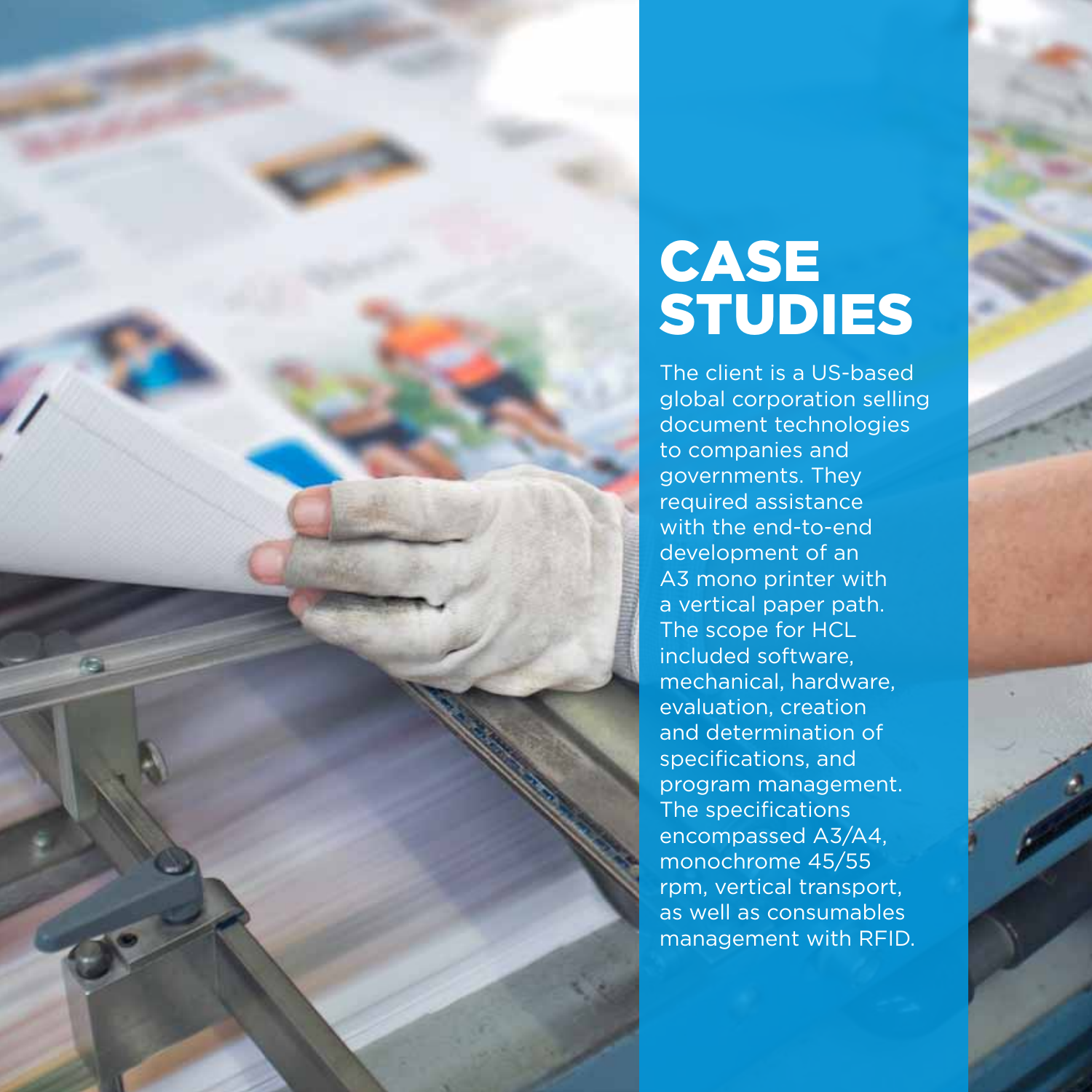# CASE STUDIES

The client is a US-based global corporation selling document technologies to companies and governments. They required assistance with the end-to-end development of an A3 mono printer with a vertical paper path. The scope for HCL included software, mechanical, hardware, evaluation, creation and determination of specifications, and program management. The specifications encompassed A3/A4, monochrome 45/55 rpm, vertical transport, as well as consumables management with RFID.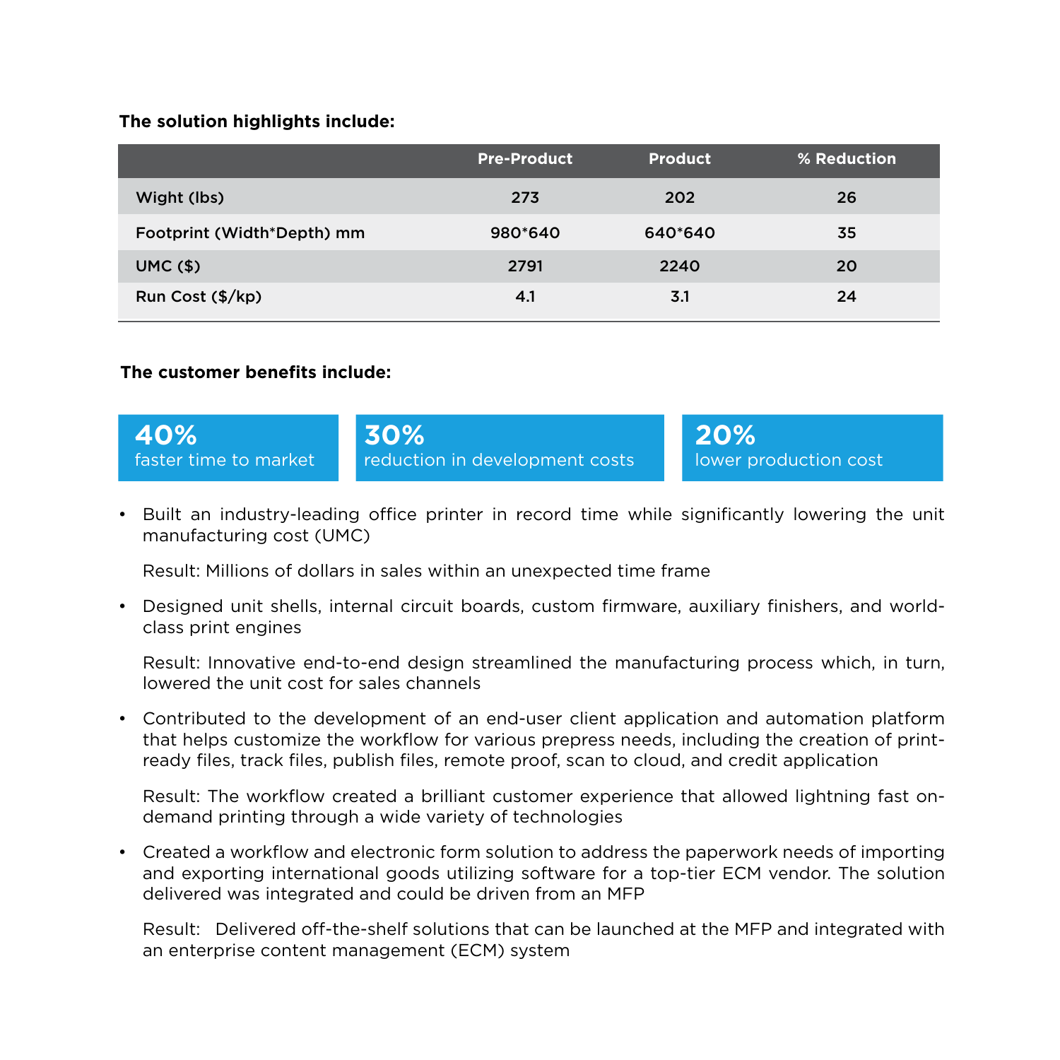**The solution highlights include:**

| | Pre-Product | Product | % Reduction |
|---|---|---|---|
| Wight (lbs) | 273 | 202 | 26 |
| Footprint (Width*Depth) mm | 980*640 | 640*640 | 35 |
| UMC ($) | 2791 | 2240 | 20 |
| Run Cost ($/kp) | 4.1 | 3.1 | 24 |

**The customer benefits include:**

**40%**
faster time to market

**30%**
reduction in development costs

**20%**
lower production cost

- Built an industry-leading office printer in record time while significantly lowering the unit manufacturing cost (UMC)

  Result: Millions of dollars in sales within an unexpected time frame

- Designed unit shells, internal circuit boards, custom firmware, auxiliary finishers, and world-class print engines

  Result: Innovative end-to-end design streamlined the manufacturing process which, in turn, lowered the unit cost for sales channels

- Contributed to the development of an end-user client application and automation platform that helps customize the workflow for various prepress needs, including the creation of print-ready files, track files, publish files, remote proof, scan to cloud, and credit application

  Result: The workflow created a brilliant customer experience that allowed lightning fast on-demand printing through a wide variety of technologies

- Created a workflow and electronic form solution to address the paperwork needs of importing and exporting international goods utilizing software for a top-tier ECM vendor. The solution delivered was integrated and could be driven from an MFP

  Result: Delivered off-the-shelf solutions that can be launched at the MFP and integrated with an enterprise content management (ECM) system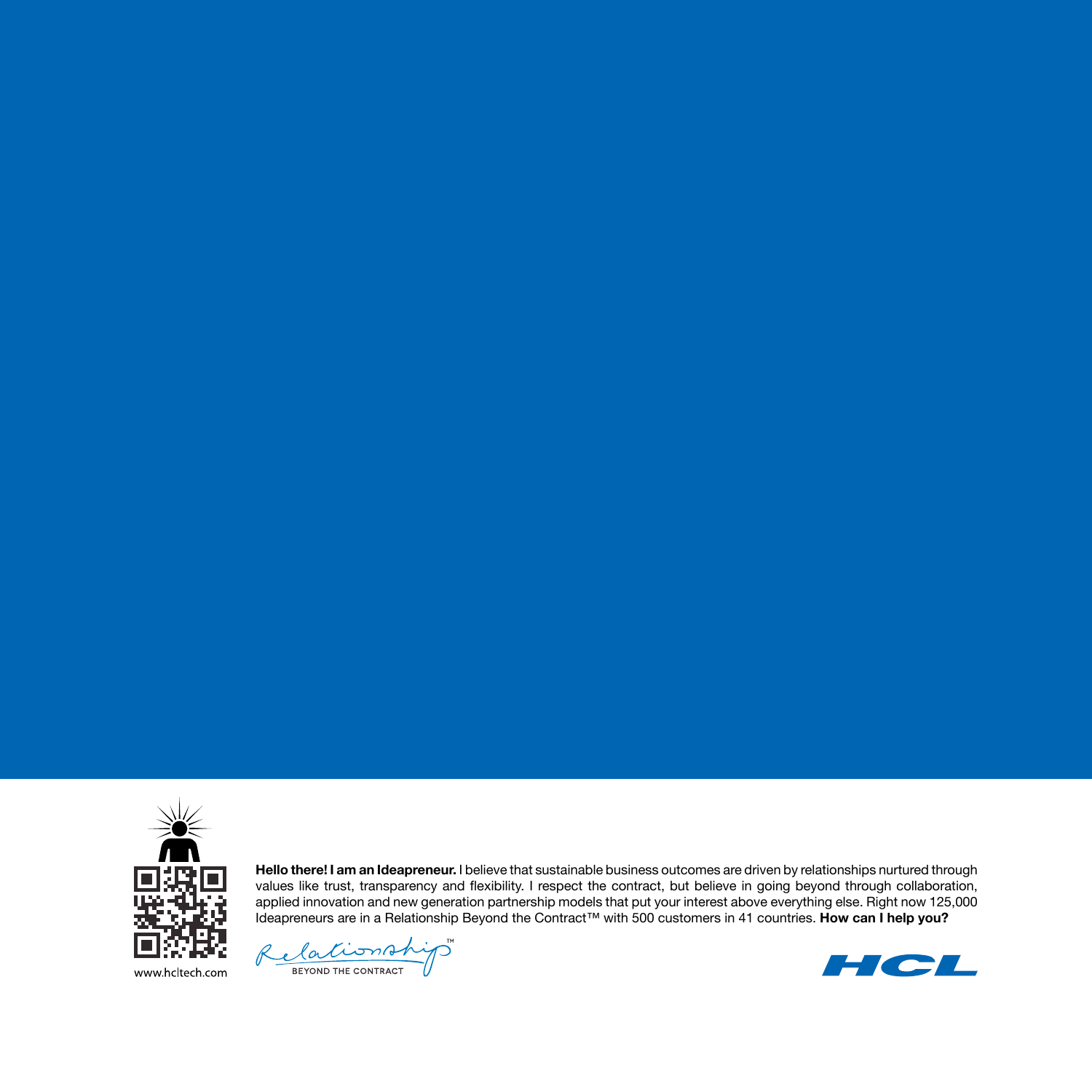www.hcltech.com

**Hello there! I am an Ideapreneur.** I believe that sustainable business outcomes are driven by relationships nurtured through values like trust, transparency and flexibility. I respect the contract, but believe in going beyond through collaboration, applied innovation and new generation partnership models that put your interest above everything else. Right now 125,000 Ideapreneurs are in a Relationship Beyond the Contract™ with 500 customers in 41 countries. **How can I help you?**

Relationship™ BEYOND THE CONTRACT

HCL